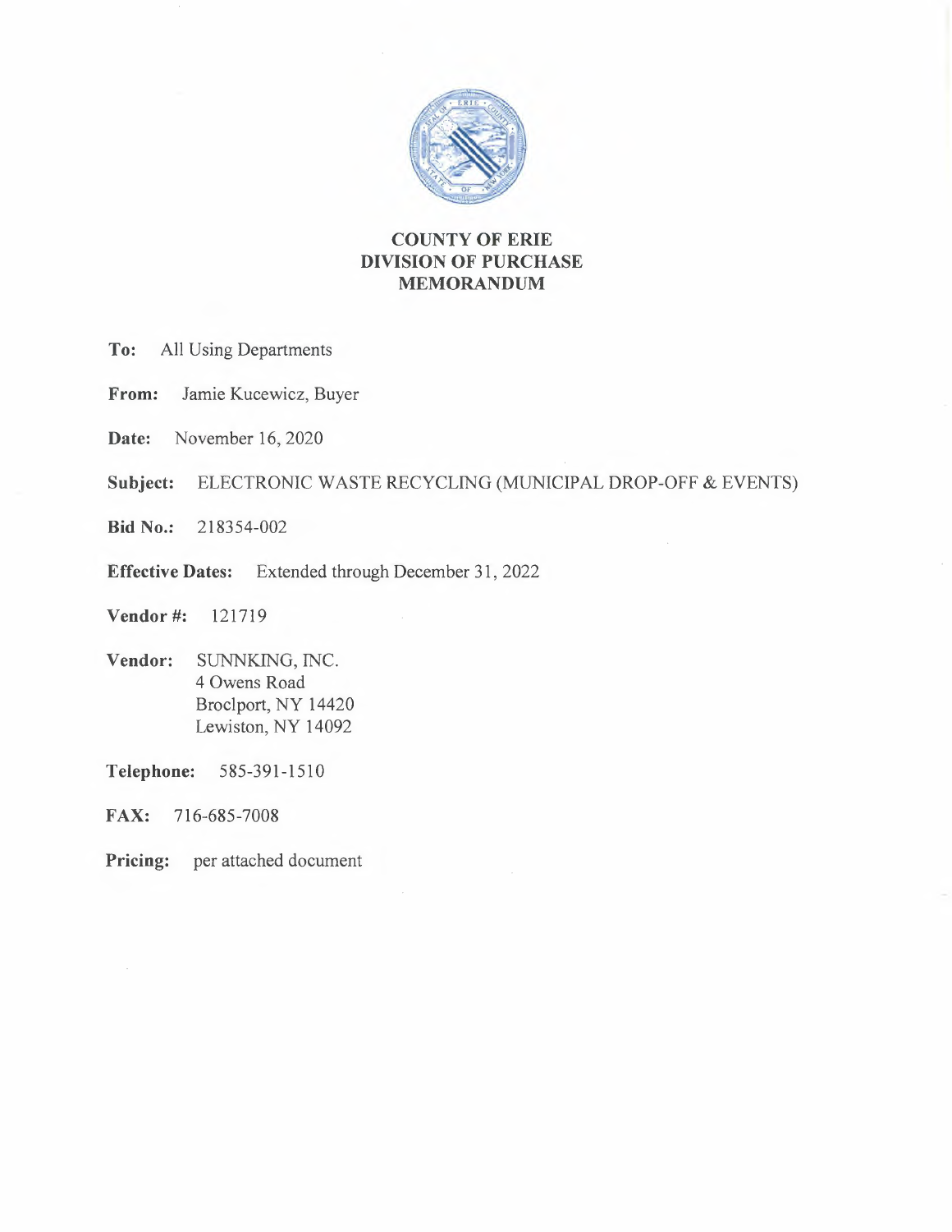# COUNTY OF ERIE
## DIVISION OF PURCHASE
## MEMORANDUM

**To:** All Using Departments

**From:** Jamie Kucewicz, Buyer

**Date:** November 16, 2020

**Subject:** ELECTRONIC WASTE RECYCLING (MUNICIPAL DROP-OFF & EVENTS)

**Bid No.:** 218354-002

**Effective Dates:** Extended through December 31, 2022

**Vendor #:** 121719

**Vendor:** SUNNKING, INC.
4 Owens Road
Broclport, NY 14420
Lewiston, NY 14092

**Telephone:** 585-391-1510

**FAX:** 716-685-7008

**Pricing:** per attached document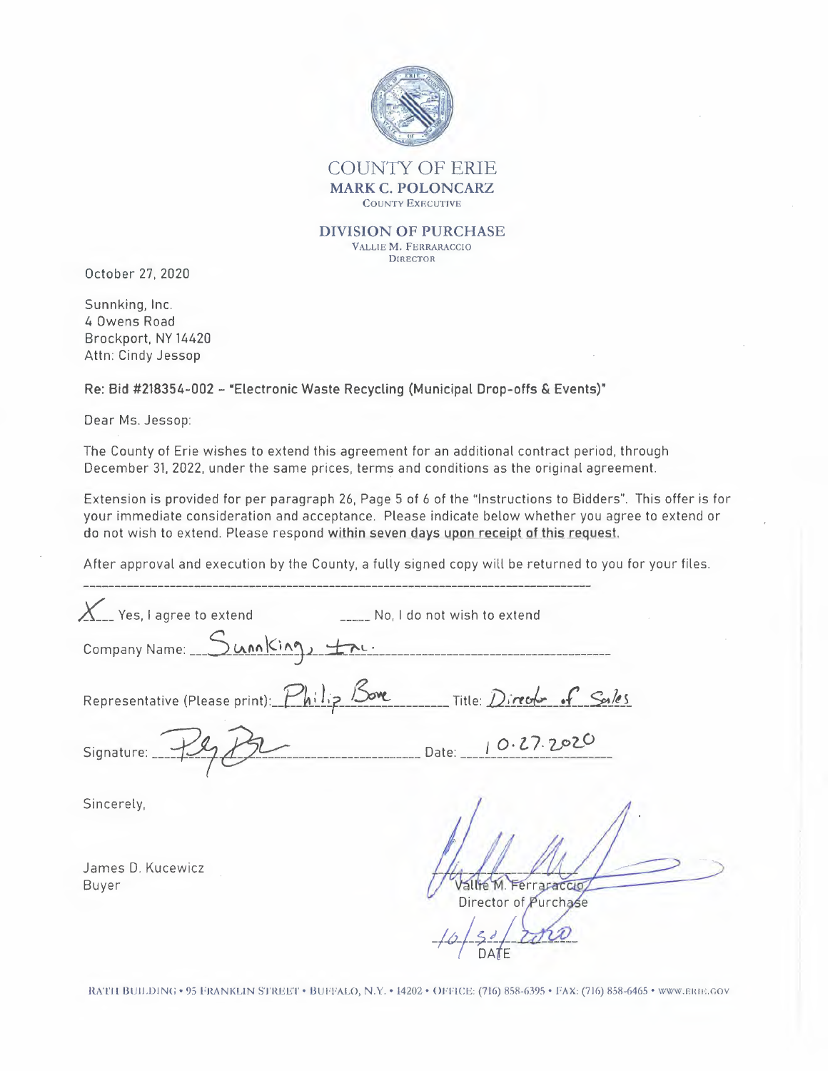COUNTY OF ERIE
**MARK C. POLONCARZ**
COUNTY EXECUTIVE

**DIVISION OF PURCHASE**
VALLIE M. FERRARACCIO
DIRECTOR

October 27, 2020

Sunnking, Inc.
4 Owens Road
Brockport, NY 14420
Attn: Cindy Jessop

**Re: Bid #218354-002 – "Electronic Waste Recycling (Municipal Drop-offs & Events)"**

Dear Ms. Jessop:

The County of Erie wishes to extend this agreement for an additional contract period, through December 31, 2022, under the same prices, terms and conditions as the original agreement.

Extension is provided for per paragraph 26, Page 5 of 6 of the "Instructions to Bidders". This offer is for your immediate consideration and acceptance. Please indicate below whether you agree to extend or do not wish to extend. Please respond **within seven days upon receipt of this request.**

After approval and execution by the County, a fully signed copy will be returned to you for your files.

---

X Yes, I agree to extend     _____ No, I do not wish to extend

Company Name: Sunnking, Inc.

Representative (Please print): Philip Bone     Title: Director of Sales

Signature: [signature]     Date: 10.27.2020

Sincerely,

James D. Kucewicz
Buyer

[signature]
Vallie M. Ferraraccio
Director of Purchase

10/30/2020
DATE

RATH BUILDING • 95 FRANKLIN STREET • BUFFALO, N.Y. • 14202 • OFFICE: (716) 858-6395 • FAX: (716) 858-6465 • WWW.ERIE.GOV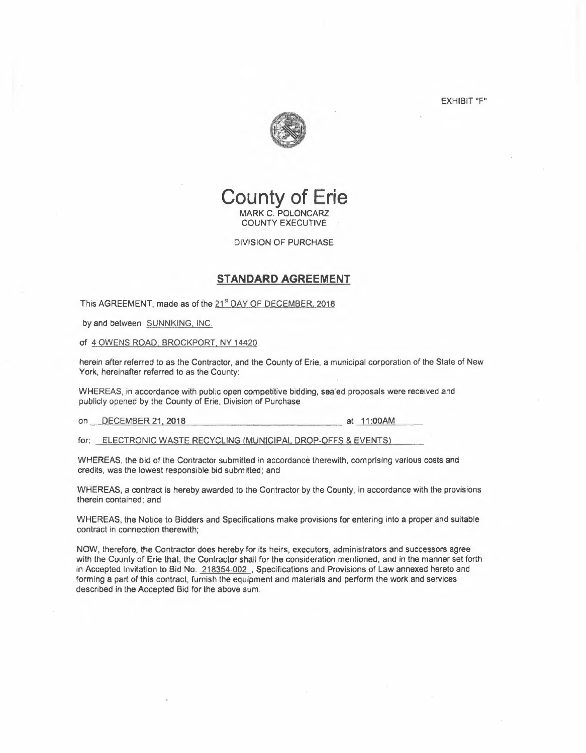EXHIBIT "F"

# County of Erie

MARK C. POLONCARZ
COUNTY EXECUTIVE

DIVISION OF PURCHASE

## STANDARD AGREEMENT

This AGREEMENT, made as of the 21st DAY OF DECEMBER, 2018

by and between SUNNKING, INC.

of 4 OWENS ROAD, BROCKPORT, NY 14420

herein after referred to as the Contractor, and the County of Erie, a municipal corporation of the State of New York, hereinafter referred to as the County:

WHEREAS, in accordance with public open competitive bidding, sealed proposals were received and publicly opened by the County of Erie, Division of Purchase

on DECEMBER 21, 2018 at 11:00AM

for: ELECTRONIC WASTE RECYCLING (MUNICIPAL DROP-OFFS & EVENTS)

WHEREAS, the bid of the Contractor submitted in accordance therewith, comprising various costs and credits, was the lowest responsible bid submitted; and

WHEREAS, a contract is hereby awarded to the Contractor by the County, in accordance with the provisions therein contained; and

WHEREAS, the Notice to Bidders and Specifications make provisions for entering into a proper and suitable contract in connection therewith;

NOW, therefore, the Contractor does hereby for its heirs, executors, administrators and successors agree with the County of Erie that, the Contractor shall for the consideration mentioned, and in the manner set forth in Accepted Invitation to Bid No. 218354-002 , Specifications and Provisions of Law annexed hereto and forming a part of this contract, furnish the equipment and materials and perform the work and services described in the Accepted Bid for the above sum.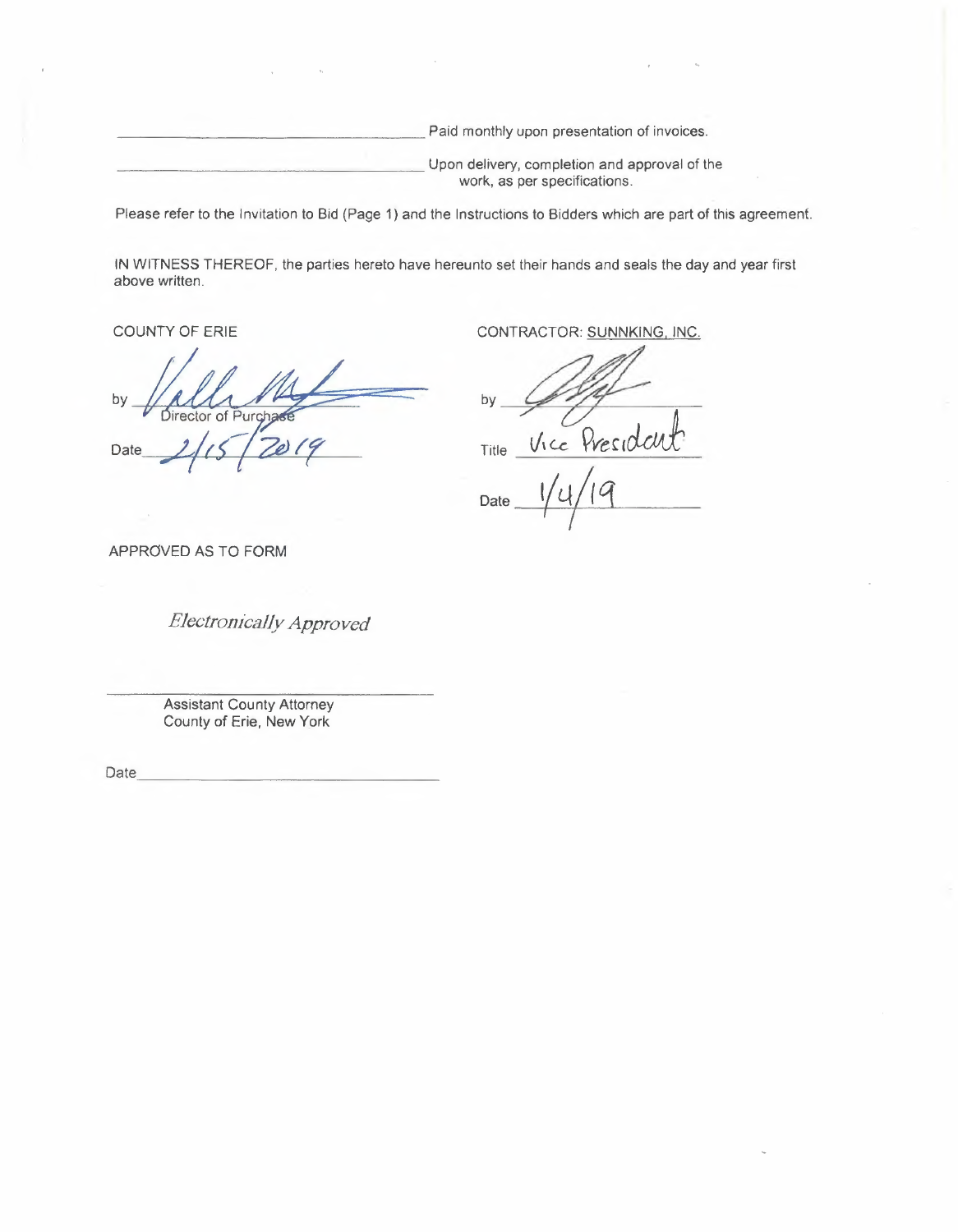_________________________________ Paid monthly upon presentation of invoices.

_________________________________ Upon delivery, completion and approval of the work, as per specifications.

Please refer to the Invitation to Bid (Page 1) and the Instructions to Bidders which are part of this agreement.

IN WITNESS THEREOF, the parties hereto have hereunto set their hands and seals the day and year first above written.

COUNTY OF ERIE

by _________________________________
Director of Purchase

Date 2/15/2019

CONTRACTOR: SUNNKING, INC.

by _________________________________

Title Vice President

Date 1/4/19

APPROVED AS TO FORM

*Electronically Approved*

_________________________________
Assistant County Attorney
County of Erie, New York

Date _________________________________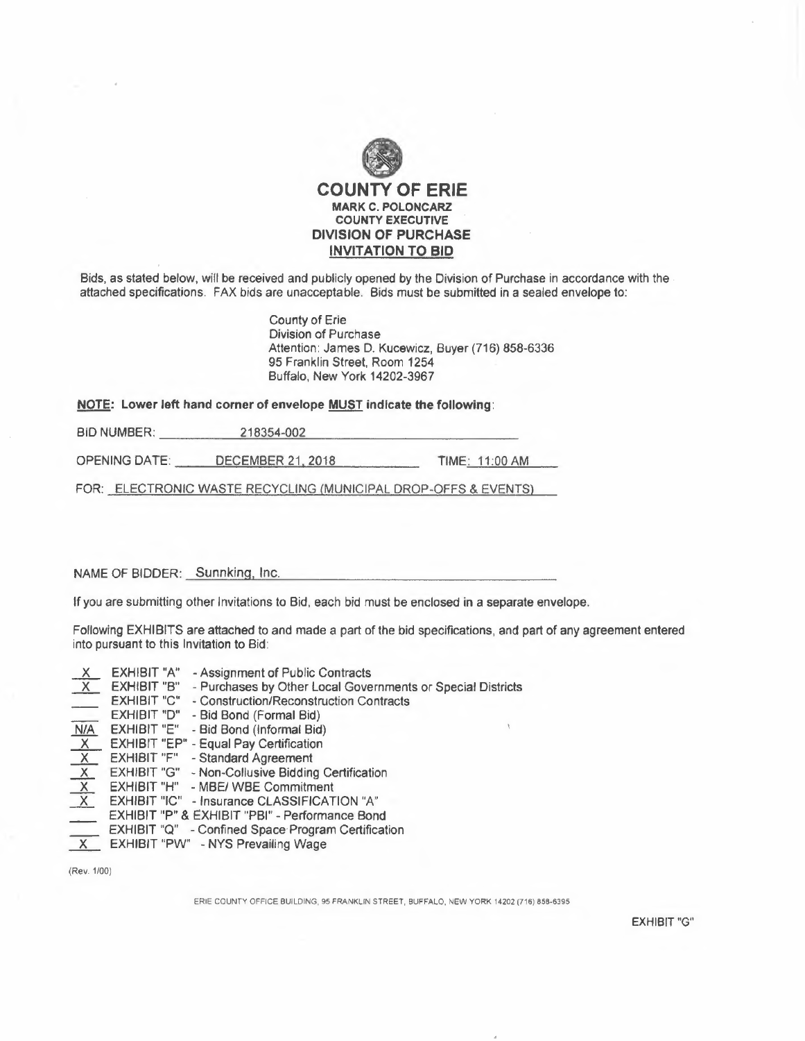# COUNTY OF ERIE

**MARK C. POLONCARZ**
**COUNTY EXECUTIVE**
**DIVISION OF PURCHASE**
**INVITATION TO BID**

Bids, as stated below, will be received and publicly opened by the Division of Purchase in accordance with the attached specifications. FAX bids are unacceptable. Bids must be submitted in a sealed envelope to:

County of Erie
Division of Purchase
Attention: James D. Kucewicz, Buyer (716) 858-6336
95 Franklin Street, Room 1254
Buffalo, New York 14202-3967

**NOTE: Lower left hand corner of envelope MUST indicate the following:**

BID NUMBER: 218354-002

OPENING DATE: DECEMBER 21, 2018 TIME: 11:00 AM

FOR: ELECTRONIC WASTE RECYCLING (MUNICIPAL DROP-OFFS & EVENTS)

NAME OF BIDDER: Sunnking, Inc.

If you are submitting other Invitations to Bid, each bid must be enclosed in a separate envelope.

Following EXHIBITS are attached to and made a part of the bid specifications, and part of any agreement entered into pursuant to this Invitation to Bid:

| | | |
|---|---|---|
| X | EXHIBIT "A" | - Assignment of Public Contracts |
| X | EXHIBIT "B" | - Purchases by Other Local Governments or Special Districts |
| ___ | EXHIBIT "C" | - Construction/Reconstruction Contracts |
| ___ | EXHIBIT "D" | - Bid Bond (Formal Bid) |
| N/A | EXHIBIT "E" | - Bid Bond (Informal Bid) |
| X | EXHIBIT "EP" | - Equal Pay Certification |
| X | EXHIBIT "F" | - Standard Agreement |
| X | EXHIBIT "G" | - Non-Collusive Bidding Certification |
| X | EXHIBIT "H" | - MBE/ WBE Commitment |
| X | EXHIBIT "IC" | - Insurance CLASSIFICATION "A" |
| ___ | EXHIBIT "P" & EXHIBIT "PBI" | - Performance Bond |
| ___ | EXHIBIT "Q" | - Confined Space Program Certification |
| X | EXHIBIT "PW" | - NYS Prevailing Wage |

(Rev. 1/00)

ERIE COUNTY OFFICE BUILDING, 95 FRANKLIN STREET, BUFFALO, NEW YORK 14202 (716) 858-6395

EXHIBIT "G"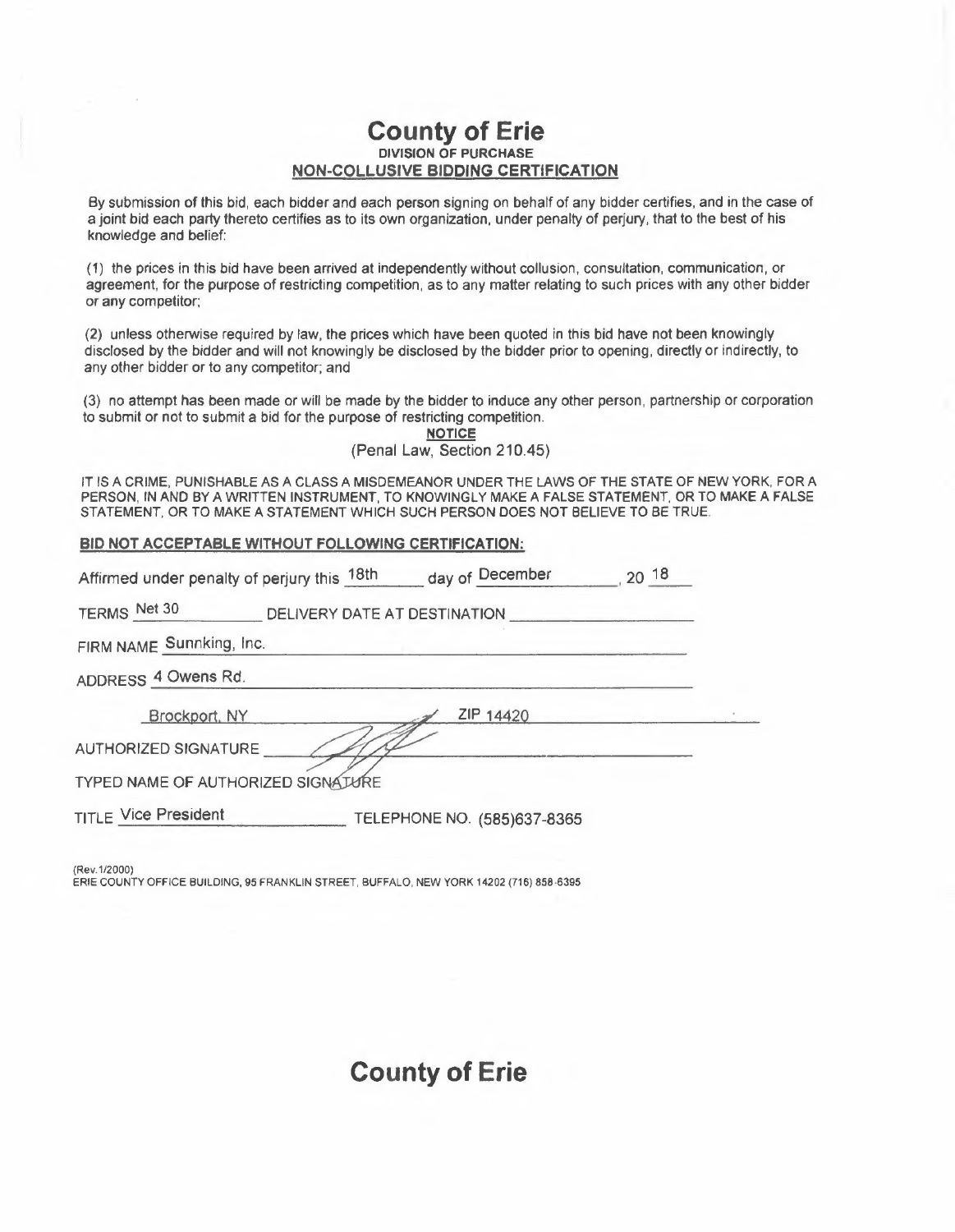# County of Erie

**DIVISION OF PURCHASE**

**NON-COLLUSIVE BIDDING CERTIFICATION**

By submission of this bid, each bidder and each person signing on behalf of any bidder certifies, and in the case of a joint bid each party thereto certifies as to its own organization, under penalty of perjury, that to the best of his knowledge and belief:

(1) the prices in this bid have been arrived at independently without collusion, consultation, communication, or agreement, for the purpose of restricting competition, as to any matter relating to such prices with any other bidder or any competitor;

(2) unless otherwise required by law, the prices which have been quoted in this bid have not been knowingly disclosed by the bidder and will not knowingly be disclosed by the bidder prior to opening, directly or indirectly, to any other bidder or to any competitor; and

(3) no attempt has been made or will be made by the bidder to induce any other person, partnership or corporation to submit or not to submit a bid for the purpose of restricting competition.

**NOTICE**

(Penal Law, Section 210.45)

IT IS A CRIME, PUNISHABLE AS A CLASS A MISDEMEANOR UNDER THE LAWS OF THE STATE OF NEW YORK, FOR A PERSON, IN AND BY A WRITTEN INSTRUMENT, TO KNOWINGLY MAKE A FALSE STATEMENT, OR TO MAKE A FALSE STATEMENT, OR TO MAKE A STATEMENT WHICH SUCH PERSON DOES NOT BELIEVE TO BE TRUE.

**BID NOT ACCEPTABLE WITHOUT FOLLOWING CERTIFICATION:**

Affirmed under penalty of perjury this 18th day of December, 20 18

TERMS Net 30 DELIVERY DATE AT DESTINATION ____________

FIRM NAME Sunnking, Inc.

ADDRESS 4 Owens Rd.

Brockport, NY ZIP 14420

AUTHORIZED SIGNATURE ____________

TYPED NAME OF AUTHORIZED SIGNATURE ____________

TITLE Vice President TELEPHONE NO. (585)637-8365

(Rev.1/2000)
ERIE COUNTY OFFICE BUILDING, 95 FRANKLIN STREET, BUFFALO, NEW YORK 14202 (716) 858-6395

# County of Erie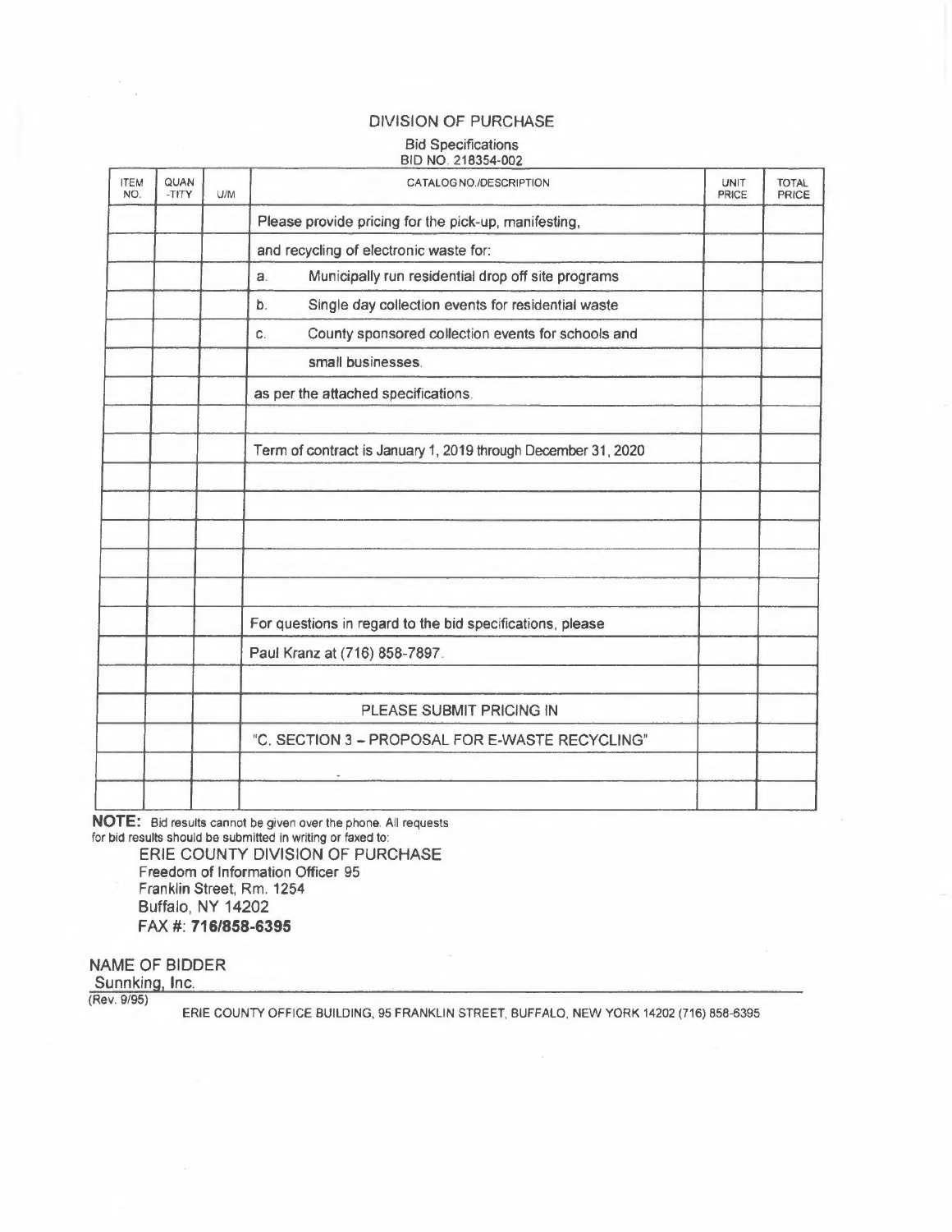## DIVISION OF PURCHASE

### Bid Specifications
BID NO. 218354-002

| ITEM NO. | QUAN -TITY | U/M | CATALOG NO./DESCRIPTION | UNIT PRICE | TOTAL PRICE |
|---|---|---|---|---|---|
| | | | Please provide pricing for the pick-up, manifesting, | | |
| | | | and recycling of electronic waste for: | | |
| | | | a. Municipally run residential drop off site programs | | |
| | | | b. Single day collection events for residential waste | | |
| | | | c. County sponsored collection events for schools and | | |
| | | | small businesses. | | |
| | | | as per the attached specifications. | | |
| | | | | | |
| | | | Term of contract is January 1, 2019 through December 31, 2020 | | |
| | | | | | |
| | | | | | |
| | | | | | |
| | | | | | |
| | | | | | |
| | | | For questions in regard to the bid specifications, please | | |
| | | | Paul Kranz at (716) 858-7897. | | |
| | | | | | |
| | | | PLEASE SUBMIT PRICING IN | | |
| | | | "C. SECTION 3 – PROPOSAL FOR E-WASTE RECYCLING" | | |
| | | | | | |
| | | | | | |

**NOTE:** Bid results cannot be given over the phone. All requests for bid results should be submitted in writing or faxed to:

ERIE COUNTY DIVISION OF PURCHASE
Freedom of Information Officer 95
Franklin Street, Rm. 1254
Buffalo, NY 14202
FAX #: **716/858-6395**

NAME OF BIDDER
Sunnking, Inc.

(Rev. 9/95)

ERIE COUNTY OFFICE BUILDING, 95 FRANKLIN STREET, BUFFALO, NEW YORK 14202 (716) 858-6395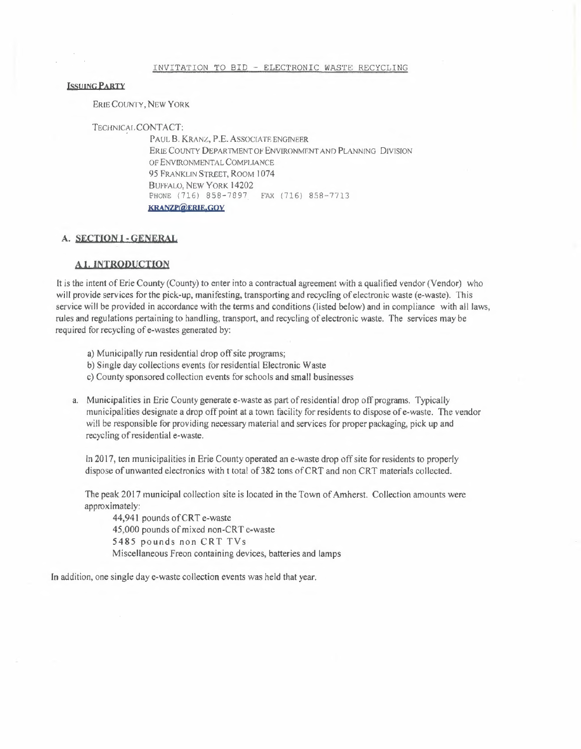INVITATION TO BID - ELECTRONIC WASTE RECYCLING

**ISSUING PARTY**

ERIE COUNTY, NEW YORK

TECHNICAL CONTACT:

PAUL B. KRANZ, P.E. ASSOCIATE ENGINEER
ERIE COUNTY DEPARTMENT OF ENVIRONMENT AND PLANNING DIVISION OF ENVIRONMENTAL COMPLIANCE
95 FRANKLIN STREET, ROOM 1074
BUFFALO, NEW YORK 14202
PHONE (716) 858-7897 FAX (716) 858-7713
**KRANZP@ERIE.GOV**

## A. SECTION 1 - GENERAL

### A.1. INTRODUCTION

It is the intent of Erie County (County) to enter into a contractual agreement with a qualified vendor (Vendor) who will provide services for the pick-up, manifesting, transporting and recycling of electronic waste (e-waste). This service will be provided in accordance with the terms and conditions (listed below) and in compliance with all laws, rules and regulations pertaining to handling, transport, and recycling of electronic waste. The services may be required for recycling of e-wastes generated by:

a) Municipally run residential drop off site programs;
b) Single day collections events for residential Electronic Waste
c) County sponsored collection events for schools and small businesses

a. Municipalities in Erie County generate e-waste as part of residential drop off programs. Typically municipalities designate a drop off point at a town facility for residents to dispose of e-waste. The vendor will be responsible for providing necessary material and services for proper packaging, pick up and recycling of residential e-waste.

   In 2017, ten municipalities in Erie County operated an e-waste drop off site for residents to properly dispose of unwanted electronics with t total of 382 tons of CRT and non CRT materials collected.

   The peak 2017 municipal collection site is located in the Town of Amherst. Collection amounts were approximately:

   44,941 pounds of CRT e-waste
   45,000 pounds of mixed non-CRT e-waste
   5485 pounds non CRT TVs
   Miscellaneous Freon containing devices, batteries and lamps

In addition, one single day e-waste collection events was held that year.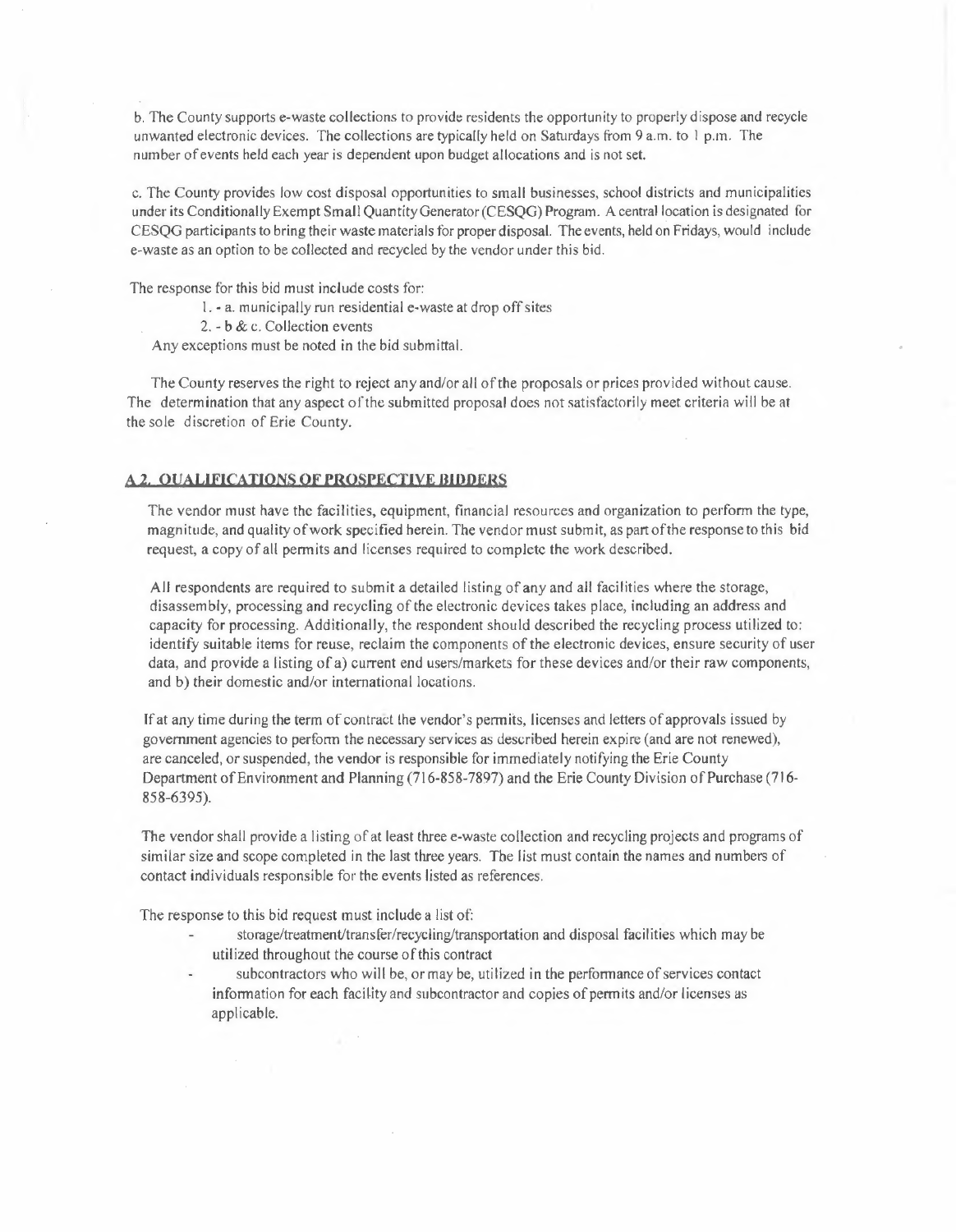b. The County supports e-waste collections to provide residents the opportunity to properly dispose and recycle unwanted electronic devices. The collections are typically held on Saturdays from 9 a.m. to 1 p.m. The number of events held each year is dependent upon budget allocations and is not set.

c. The County provides low cost disposal opportunities to small businesses, school districts and municipalities under its Conditionally Exempt Small Quantity Generator (CESQG) Program. A central location is designated for CESQG participants to bring their waste materials for proper disposal. The events, held on Fridays, would include e-waste as an option to be collected and recycled by the vendor under this bid.

The response for this bid must include costs for:

1. - a. municipally run residential e-waste at drop off sites
2. - b & c. Collection events

Any exceptions must be noted in the bid submittal.

The County reserves the right to reject any and/or all of the proposals or prices provided without cause. The determination that any aspect of the submitted proposal does not satisfactorily meet criteria will be at the sole discretion of Erie County.

## A 2. QUALIFICATIONS OF PROSPECTIVE BIDDERS

The vendor must have the facilities, equipment, financial resources and organization to perform the type, magnitude, and quality of work specified herein. The vendor must submit, as part of the response to this bid request, a copy of all permits and licenses required to complete the work described.

All respondents are required to submit a detailed listing of any and all facilities where the storage, disassembly, processing and recycling of the electronic devices takes place, including an address and capacity for processing. Additionally, the respondent should described the recycling process utilized to: identify suitable items for reuse, reclaim the components of the electronic devices, ensure security of user data, and provide a listing of a) current end users/markets for these devices and/or their raw components, and b) their domestic and/or international locations.

If at any time during the term of contract the vendor's permits, licenses and letters of approvals issued by government agencies to perform the necessary services as described herein expire (and are not renewed), are canceled, or suspended, the vendor is responsible for immediately notifying the Erie County Department of Environment and Planning (716-858-7897) and the Erie County Division of Purchase (716-858-6395).

The vendor shall provide a listing of at least three e-waste collection and recycling projects and programs of similar size and scope completed in the last three years. The list must contain the names and numbers of contact individuals responsible for the events listed as references.

The response to this bid request must include a list of:

- storage/treatment/transfer/recycling/transportation and disposal facilities which may be utilized throughout the course of this contract
- subcontractors who will be, or may be, utilized in the performance of services contact information for each facility and subcontractor and copies of permits and/or licenses as applicable.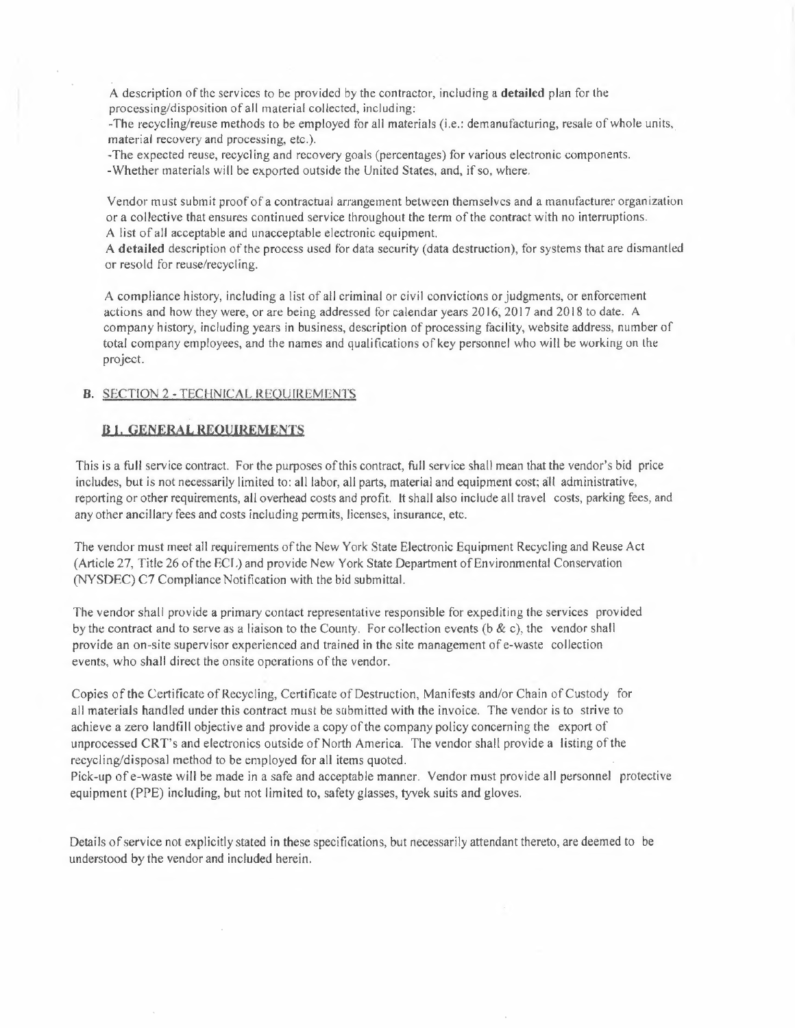A description of the services to be provided by the contractor, including a **detailed** plan for the processing/disposition of all material collected, including:

-The recycling/reuse methods to be employed for all materials (i.e.: demanufacturing, resale of whole units, material recovery and processing, etc.).

-The expected reuse, recycling and recovery goals (percentages) for various electronic components.

-Whether materials will be exported outside the United States, and, if so, where.

Vendor must submit proof of a contractual arrangement between themselves and a manufacturer organization or a collective that ensures continued service throughout the term of the contract with no interruptions.

A list of all acceptable and unacceptable electronic equipment.

A **detailed** description of the process used for data security (data destruction), for systems that are dismantled or resold for reuse/recycling.

A compliance history, including a list of all criminal or civil convictions or judgments, or enforcement actions and how they were, or are being addressed for calendar years 2016, 2017 and 2018 to date. A company history, including years in business, description of processing facility, website address, number of total company employees, and the names and qualifications of key personnel who will be working on the project.

## B. SECTION 2 - TECHNICAL REQUIREMENTS

### B 1. GENERAL REQUIREMENTS

This is a full service contract. For the purposes of this contract, full service shall mean that the vendor's bid price includes, but is not necessarily limited to: all labor, all parts, material and equipment cost; all administrative, reporting or other requirements, all overhead costs and profit. It shall also include all travel costs, parking fees, and any other ancillary fees and costs including permits, licenses, insurance, etc.

The vendor must meet all requirements of the New York State Electronic Equipment Recycling and Reuse Act (Article 27, Title 26 of the ECL) and provide New York State Department of Environmental Conservation (NYSDEC) C7 Compliance Notification with the bid submittal.

The vendor shall provide a primary contact representative responsible for expediting the services provided by the contract and to serve as a liaison to the County. For collection events (b & c), the vendor shall provide an on-site supervisor experienced and trained in the site management of e-waste collection events, who shall direct the onsite operations of the vendor.

Copies of the Certificate of Recycling, Certificate of Destruction, Manifests and/or Chain of Custody for all materials handled under this contract must be submitted with the invoice. The vendor is to strive to achieve a zero landfill objective and provide a copy of the company policy concerning the export of unprocessed CRT's and electronics outside of North America. The vendor shall provide a listing of the recycling/disposal method to be employed for all items quoted.

Pick-up of e-waste will be made in a safe and acceptable manner. Vendor must provide all personnel protective equipment (PPE) including, but not limited to, safety glasses, tyvek suits and gloves.

Details of service not explicitly stated in these specifications, but necessarily attendant thereto, are deemed to be understood by the vendor and included herein.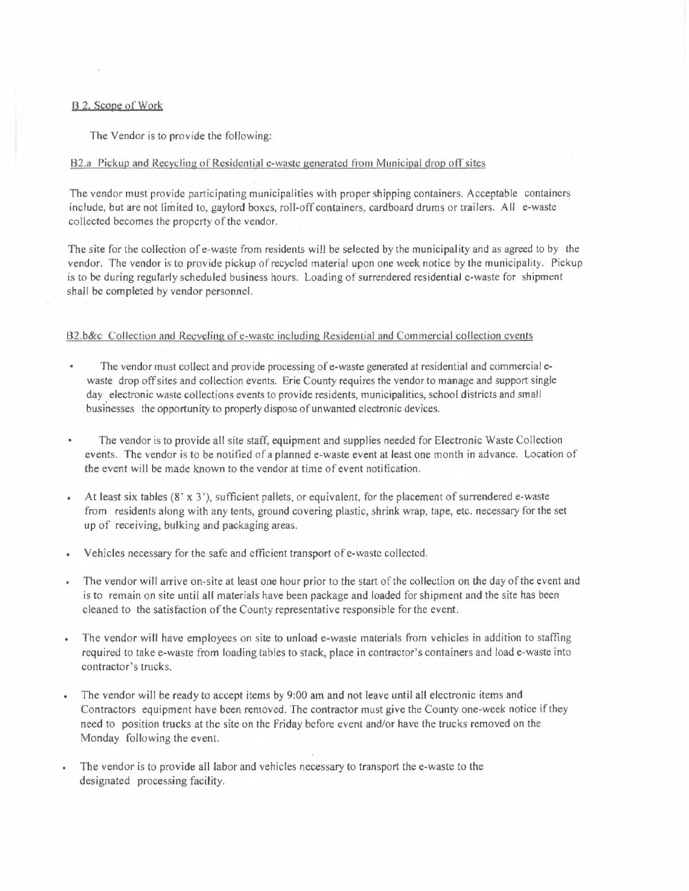## B 2. Scope of Work

The Vendor is to provide the following:

### B2.a Pickup and Recycling of Residential e-waste generated from Municipal drop off sites

The vendor must provide participating municipalities with proper shipping containers. Acceptable containers include, but are not limited to, gaylord boxes, roll-off containers, cardboard drums or trailers. All e-waste collected becomes the property of the vendor.

The site for the collection of e-waste from residents will be selected by the municipality and as agreed to by the vendor. The vendor is to provide pickup of recycled material upon one week notice by the municipality. Pickup is to be during regularly scheduled business hours. Loading of surrendered residential e-waste for shipment shall be completed by vendor personnel.

### B2.b&c Collection and Recycling of e-waste including Residential and Commercial collection events

- The vendor must collect and provide processing of e-waste generated at residential and commercial e-waste drop off sites and collection events. Erie County requires the vendor to manage and support single day electronic waste collections events to provide residents, municipalities, school districts and small businesses the opportunity to properly dispose of unwanted electronic devices.
- The vendor is to provide all site staff, equipment and supplies needed for Electronic Waste Collection events. The vendor is to be notified of a planned e-waste event at least one month in advance. Location of the event will be made known to the vendor at time of event notification.
- At least six tables (8' x 3'), sufficient pallets, or equivalent, for the placement of surrendered e-waste from residents along with any tents, ground covering plastic, shrink wrap, tape, etc. necessary for the set up of receiving, bulking and packaging areas.
- Vehicles necessary for the safe and efficient transport of e-waste collected.
- The vendor will arrive on-site at least one hour prior to the start of the collection on the day of the event and is to remain on site until all materials have been package and loaded for shipment and the site has been cleaned to the satisfaction of the County representative responsible for the event.
- The vendor will have employees on site to unload e-waste materials from vehicles in addition to staffing required to take e-waste from loading tables to stack, place in contractor's containers and load e-waste into contractor's trucks.
- The vendor will be ready to accept items by 9:00 am and not leave until all electronic items and Contractors equipment have been removed. The contractor must give the County one-week notice if they need to position trucks at the site on the Friday before event and/or have the trucks removed on the Monday following the event.
- The vendor is to provide all labor and vehicles necessary to transport the e-waste to the designated processing facility.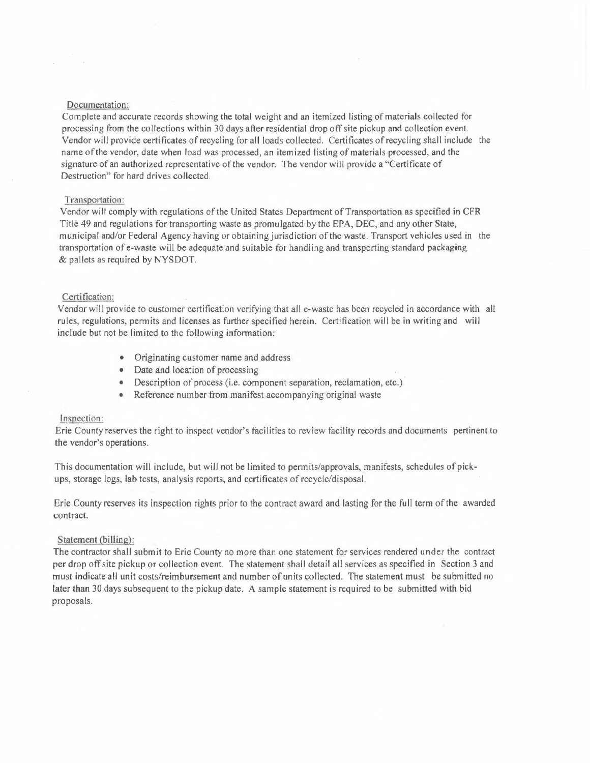Documentation:

Complete and accurate records showing the total weight and an itemized listing of materials collected for processing from the collections within 30 days after residential drop off site pickup and collection event. Vendor will provide certificates of recycling for all loads collected. Certificates of recycling shall include the name of the vendor, date when load was processed, an itemized listing of materials processed, and the signature of an authorized representative of the vendor. The vendor will provide a "Certificate of Destruction" for hard drives collected.

Transportation:

Vendor will comply with regulations of the United States Department of Transportation as specified in CFR Title 49 and regulations for transporting waste as promulgated by the EPA, DEC, and any other State, municipal and/or Federal Agency having or obtaining jurisdiction of the waste. Transport vehicles used in the transportation of e-waste will be adequate and suitable for handling and transporting standard packaging & pallets as required by NYSDOT.

Certification:

Vendor will provide to customer certification verifying that all e-waste has been recycled in accordance with all rules, regulations, permits and licenses as further specified herein. Certification will be in writing and will include but not be limited to the following information:

- Originating customer name and address
- Date and location of processing
- Description of process (i.e. component separation, reclamation, etc.)
- Reference number from manifest accompanying original waste

Inspection:

Erie County reserves the right to inspect vendor's facilities to review facility records and documents pertinent to the vendor's operations.

This documentation will include, but will not be limited to permits/approvals, manifests, schedules of pick-ups, storage logs, lab tests, analysis reports, and certificates of recycle/disposal.

Erie County reserves its inspection rights prior to the contract award and lasting for the full term of the awarded contract.

Statement (billing):

The contractor shall submit to Erie County no more than one statement for services rendered under the contract per drop off site pickup or collection event. The statement shall detail all services as specified in Section 3 and must indicate all unit costs/reimbursement and number of units collected. The statement must be submitted no later than 30 days subsequent to the pickup date. A sample statement is required to be submitted with bid proposals.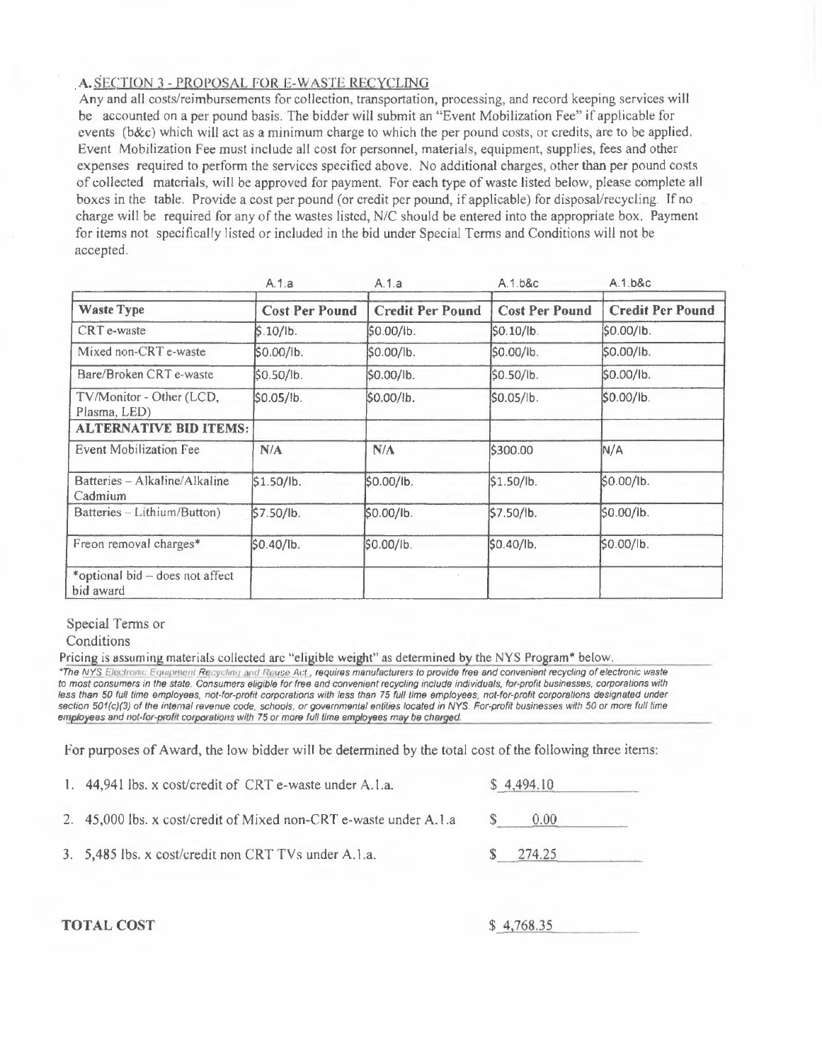## A. SECTION 3 - PROPOSAL FOR E-WASTE RECYCLING

Any and all costs/reimbursements for collection, transportation, processing, and record keeping services will be accounted on a per pound basis. The bidder will submit an "Event Mobilization Fee" if applicable for events (b&c) which will act as a minimum charge to which the per pound costs, or credits, are to be applied. Event Mobilization Fee must include all cost for personnel, materials, equipment, supplies, fees and other expenses required to perform the services specified above. No additional charges, other than per pound costs of collected materials, will be approved for payment. For each type of waste listed below, please complete all boxes in the table. Provide a cost per pound (or credit per pound, if applicable) for disposal/recycling. If no charge will be required for any of the wastes listed, N/C should be entered into the appropriate box. Payment for items not specifically listed or included in the bid under Special Terms and Conditions will not be accepted.

| | A.1.a | A.1.a | A.1.b&c | A.1.b&c |
|---|---|---|---|---|
| **Waste Type** | **Cost Per Pound** | **Credit Per Pound** | **Cost Per Pound** | **Credit Per Pound** |
| CRT e-waste | $.10/lb. | $0.00/lb. | $0.10/lb. | $0.00/lb. |
| Mixed non-CRT e-waste | $0.00/lb. | $0.00/lb. | $0.00/lb. | $0.00/lb. |
| Bare/Broken CRT e-waste | $0.50/lb. | $0.00/lb. | $0.50/lb. | $0.00/lb. |
| TV/Monitor - Other (LCD, Plasma, LED) | $0.05/lb. | $0.00/lb. | $0.05/lb. | $0.00/lb. |
| **ALTERNATIVE BID ITEMS:** | | | | |
| Event Mobilization Fee | N/A | N/A | $300.00 | N/A |
| Batteries – Alkaline/Alkaline Cadmium | $1.50/lb. | $0.00/lb. | $1.50/lb. | $0.00/lb. |
| Batteries – Lithium/Button) | $7.50/lb. | $0.00/lb. | $7.50/lb. | $0.00/lb. |
| Freon removal charges* | $0.40/lb. | $0.00/lb. | $0.40/lb. | $0.00/lb. |
| *optional bid – does not affect bid award | | | | |

Special Terms or Conditions

Pricing is assuming materials collected are "eligible weight" as determined by the NYS Program* below.

*\*The NYS Electronic Equipment Recycling and Reuse Act, requires manufacturers to provide free and convenient recycling of electronic waste to most consumers in the state. Consumers eligible for free and convenient recycling include individuals, for-profit businesses, corporations with less than 50 full time employees, not-for-profit corporations with less than 75 full time employees, not-for-profit corporations designated under section 501(c)(3) of the internal revenue code, schools, or governmental entities located in NYS. For-profit businesses with 50 or more full time employees and not-for-profit corporations with 75 or more full time employees may be charged.*

For purposes of Award, the low bidder will be determined by the total cost of the following three items:

1. 44,941 lbs. x cost/credit of CRT e-waste under A.1.a. $ 4,494.10
2. 45,000 lbs. x cost/credit of Mixed non-CRT e-waste under A.1.a $ 0.00
3. 5,485 lbs. x cost/credit non CRT TVs under A.1.a. $ 274.25

**TOTAL COST** $ 4,768.35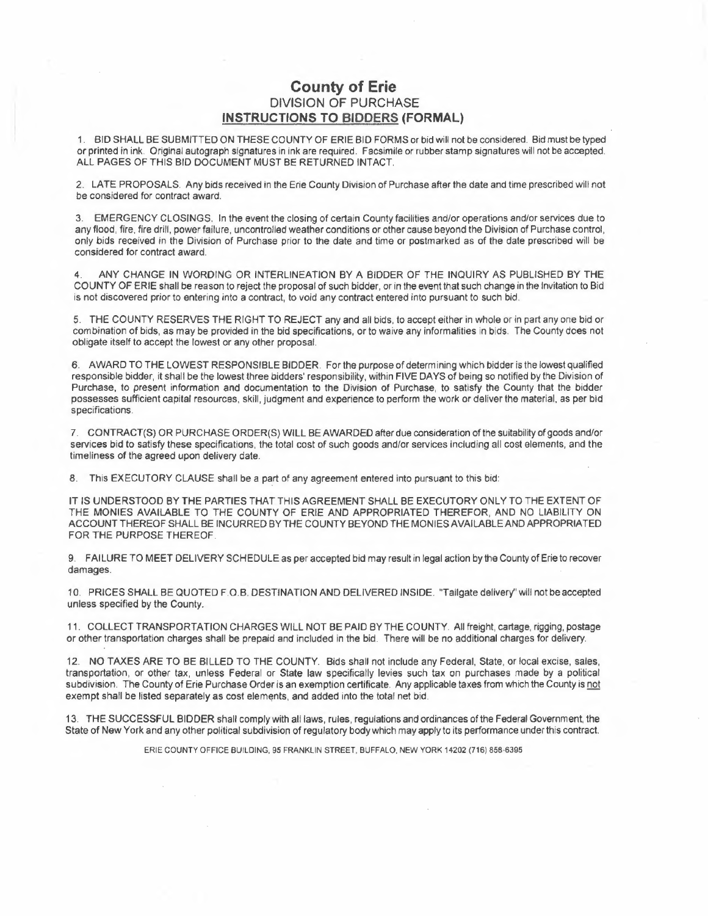# County of Erie

## DIVISION OF PURCHASE

## INSTRUCTIONS TO BIDDERS (FORMAL)

1. BID SHALL BE SUBMITTED ON THESE COUNTY OF ERIE BID FORMS or bid will not be considered. Bid must be typed or printed in ink. Original autograph signatures in ink are required. Facsimile or rubber stamp signatures will not be accepted. ALL PAGES OF THIS BID DOCUMENT MUST BE RETURNED INTACT.

2. LATE PROPOSALS. Any bids received in the Erie County Division of Purchase after the date and time prescribed will not be considered for contract award.

3. EMERGENCY CLOSINGS. In the event the closing of certain County facilities and/or operations and/or services due to any flood, fire, fire drill, power failure, uncontrolled weather conditions or other cause beyond the Division of Purchase control, only bids received in the Division of Purchase prior to the date and time or postmarked as of the date prescribed will be considered for contract award.

4. ANY CHANGE IN WORDING OR INTERLINEATION BY A BIDDER OF THE INQUIRY AS PUBLISHED BY THE COUNTY OF ERIE shall be reason to reject the proposal of such bidder, or in the event that such change in the Invitation to Bid is not discovered prior to entering into a contract, to void any contract entered into pursuant to such bid.

5. THE COUNTY RESERVES THE RIGHT TO REJECT any and all bids, to accept either in whole or in part any one bid or combination of bids, as may be provided in the bid specifications, or to waive any informalities in bids. The County does not obligate itself to accept the lowest or any other proposal.

6. AWARD TO THE LOWEST RESPONSIBLE BIDDER. For the purpose of determining which bidder is the lowest qualified responsible bidder, it shall be the lowest three bidders' responsibility, within FIVE DAYS of being so notified by the Division of Purchase, to present information and documentation to the Division of Purchase, to satisfy the County that the bidder possesses sufficient capital resources, skill, judgment and experience to perform the work or deliver the material, as per bid specifications.

7. CONTRACT(S) OR PURCHASE ORDER(S) WILL BE AWARDED after due consideration of the suitability of goods and/or services bid to satisfy these specifications, the total cost of such goods and/or services including all cost elements, and the timeliness of the agreed upon delivery date.

8. This EXECUTORY CLAUSE shall be a part of any agreement entered into pursuant to this bid:

IT IS UNDERSTOOD BY THE PARTIES THAT THIS AGREEMENT SHALL BE EXECUTORY ONLY TO THE EXTENT OF THE MONIES AVAILABLE TO THE COUNTY OF ERIE AND APPROPRIATED THEREFOR, AND NO LIABILITY ON ACCOUNT THEREOF SHALL BE INCURRED BY THE COUNTY BEYOND THE MONIES AVAILABLE AND APPROPRIATED FOR THE PURPOSE THEREOF.

9. FAILURE TO MEET DELIVERY SCHEDULE as per accepted bid may result in legal action by the County of Erie to recover damages.

10. PRICES SHALL BE QUOTED F.O.B. DESTINATION AND DELIVERED INSIDE. "Tailgate delivery" will not be accepted unless specified by the County.

11. COLLECT TRANSPORTATION CHARGES WILL NOT BE PAID BY THE COUNTY. All freight, cartage, rigging, postage or other transportation charges shall be prepaid and included in the bid. There will be no additional charges for delivery.

12. NO TAXES ARE TO BE BILLED TO THE COUNTY. Bids shall not include any Federal, State, or local excise, sales, transportation, or other tax, unless Federal or State law specifically levies such tax on purchases made by a political subdivision. The County of Erie Purchase Order is an exemption certificate. Any applicable taxes from which the County is not exempt shall be listed separately as cost elements, and added into the total net bid.

13. THE SUCCESSFUL BIDDER shall comply with all laws, rules, regulations and ordinances of the Federal Government, the State of New York and any other political subdivision of regulatory body which may apply to its performance under this contract.

ERIE COUNTY OFFICE BUILDING, 95 FRANKLIN STREET, BUFFALO, NEW YORK 14202 (716) 858-6395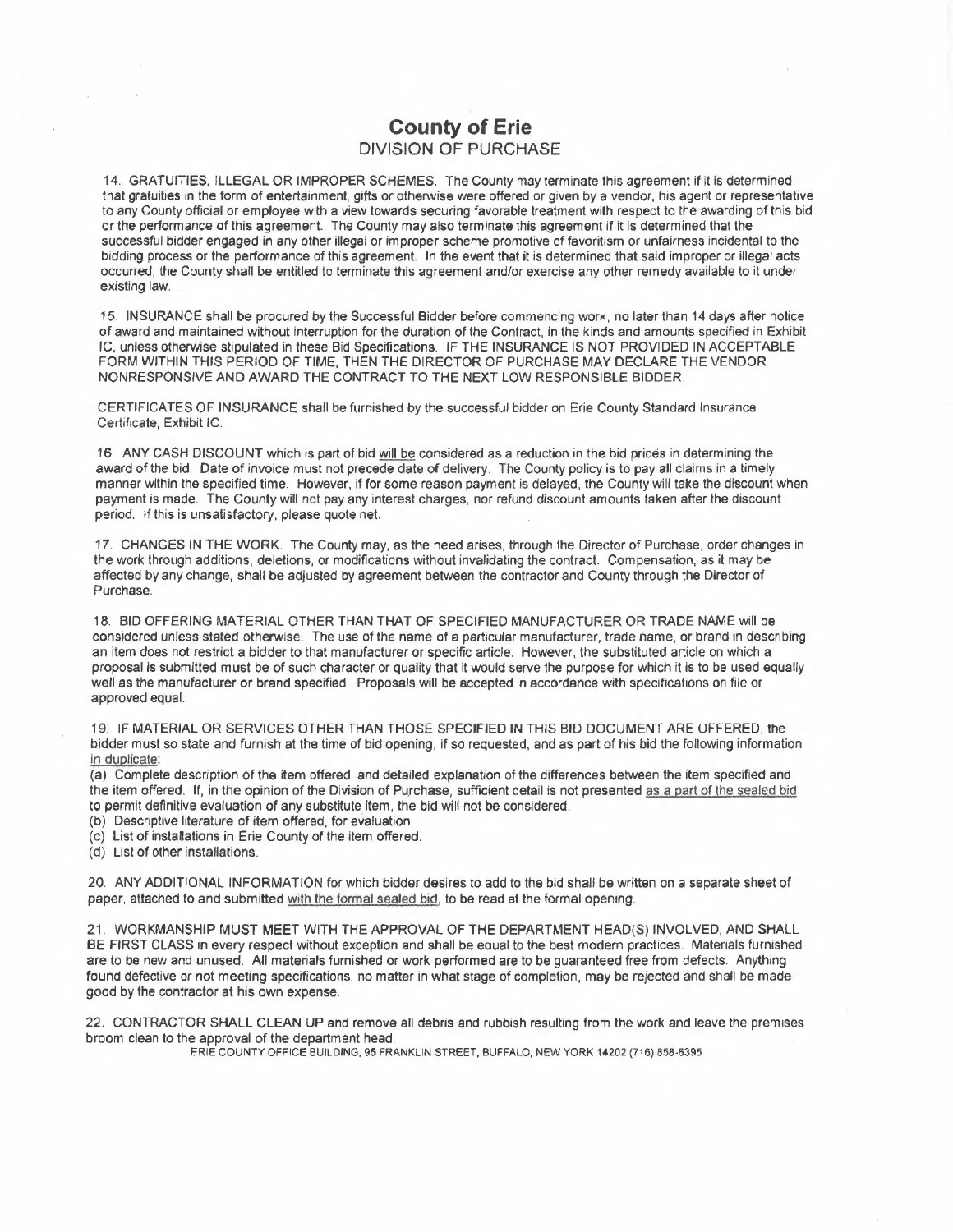# County of Erie
## DIVISION OF PURCHASE

14. GRATUITIES, ILLEGAL OR IMPROPER SCHEMES. The County may terminate this agreement if it is determined that gratuities in the form of entertainment, gifts or otherwise were offered or given by a vendor, his agent or representative to any County official or employee with a view towards securing favorable treatment with respect to the awarding of this bid or the performance of this agreement. The County may also terminate this agreement if it is determined that the successful bidder engaged in any other illegal or improper scheme promotive of favoritism or unfairness incidental to the bidding process or the performance of this agreement. In the event that it is determined that said improper or illegal acts occurred, the County shall be entitled to terminate this agreement and/or exercise any other remedy available to it under existing law.

15. INSURANCE shall be procured by the Successful Bidder before commencing work, no later than 14 days after notice of award and maintained without interruption for the duration of the Contract, in the kinds and amounts specified in Exhibit IC, unless otherwise stipulated in these Bid Specifications. IF THE INSURANCE IS NOT PROVIDED IN ACCEPTABLE FORM WITHIN THIS PERIOD OF TIME, THEN THE DIRECTOR OF PURCHASE MAY DECLARE THE VENDOR NONRESPONSIVE AND AWARD THE CONTRACT TO THE NEXT LOW RESPONSIBLE BIDDER.

CERTIFICATES OF INSURANCE shall be furnished by the successful bidder on Erie County Standard Insurance Certificate, Exhibit IC.

16. ANY CASH DISCOUNT which is part of bid will be considered as a reduction in the bid prices in determining the award of the bid. Date of invoice must not precede date of delivery. The County policy is to pay all claims in a timely manner within the specified time. However, if for some reason payment is delayed, the County will take the discount when payment is made. The County will not pay any interest charges, nor refund discount amounts taken after the discount period. If this is unsatisfactory, please quote net.

17. CHANGES IN THE WORK. The County may, as the need arises, through the Director of Purchase, order changes in the work through additions, deletions, or modifications without invalidating the contract. Compensation, as it may be affected by any change, shall be adjusted by agreement between the contractor and County through the Director of Purchase.

18. BID OFFERING MATERIAL OTHER THAN THAT OF SPECIFIED MANUFACTURER OR TRADE NAME will be considered unless stated otherwise. The use of the name of a particular manufacturer, trade name, or brand in describing an item does not restrict a bidder to that manufacturer or specific article. However, the substituted article on which a proposal is submitted must be of such character or quality that it would serve the purpose for which it is to be used equally well as the manufacturer or brand specified. Proposals will be accepted in accordance with specifications on file or approved equal.

19. IF MATERIAL OR SERVICES OTHER THAN THOSE SPECIFIED IN THIS BID DOCUMENT ARE OFFERED, the bidder must so state and furnish at the time of bid opening, if so requested, and as part of his bid the following information in duplicate:

(a) Complete description of the item offered, and detailed explanation of the differences between the item specified and the item offered. If, in the opinion of the Division of Purchase, sufficient detail is not presented as a part of the sealed bid to permit definitive evaluation of any substitute item, the bid will not be considered.
(b) Descriptive literature of item offered, for evaluation.
(c) List of installations in Erie County of the item offered.
(d) List of other installations.

20. ANY ADDITIONAL INFORMATION for which bidder desires to add to the bid shall be written on a separate sheet of paper, attached to and submitted with the formal sealed bid, to be read at the formal opening.

21. WORKMANSHIP MUST MEET WITH THE APPROVAL OF THE DEPARTMENT HEAD(S) INVOLVED, AND SHALL BE FIRST CLASS in every respect without exception and shall be equal to the best modern practices. Materials furnished are to be new and unused. All materials furnished or work performed are to be guaranteed free from defects. Anything found defective or not meeting specifications, no matter in what stage of completion, may be rejected and shall be made good by the contractor at his own expense.

22. CONTRACTOR SHALL CLEAN UP and remove all debris and rubbish resulting from the work and leave the premises broom clean to the approval of the department head.

ERIE COUNTY OFFICE BUILDING, 95 FRANKLIN STREET, BUFFALO, NEW YORK 14202 (716) 858-6395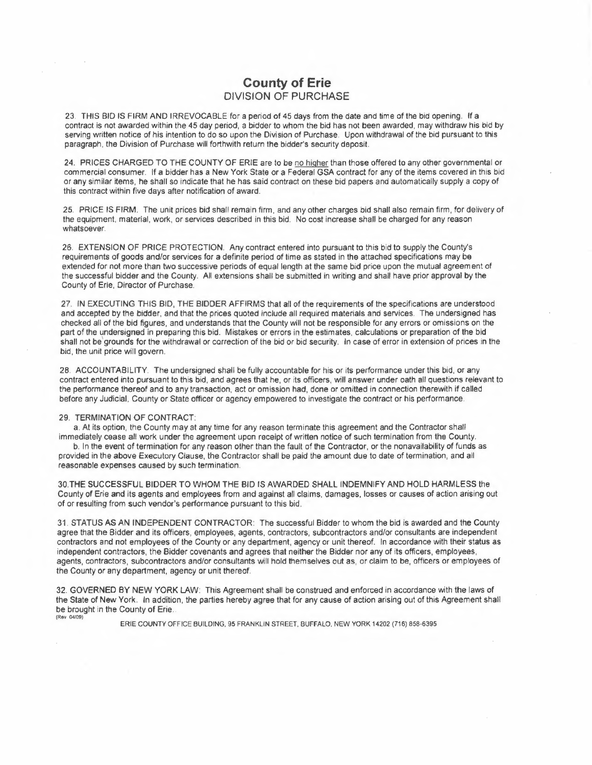# County of Erie
## DIVISION OF PURCHASE

23. THIS BID IS FIRM AND IRREVOCABLE for a period of 45 days from the date and time of the bid opening. If a contract is not awarded within the 45 day period, a bidder to whom the bid has not been awarded, may withdraw his bid by serving written notice of his intention to do so upon the Division of Purchase. Upon withdrawal of the bid pursuant to this paragraph, the Division of Purchase will forthwith return the bidder's security deposit.

24. PRICES CHARGED TO THE COUNTY OF ERIE are to be no higher than those offered to any other governmental or commercial consumer. If a bidder has a New York State or a Federal GSA contract for any of the items covered in this bid or any similar items, he shall so indicate that he has said contract on these bid papers and automatically supply a copy of this contract within five days after notification of award.

25. PRICE IS FIRM. The unit prices bid shall remain firm, and any other charges bid shall also remain firm, for delivery of the equipment, material, work, or services described in this bid. No cost increase shall be charged for any reason whatsoever.

26. EXTENSION OF PRICE PROTECTION. Any contract entered into pursuant to this bid to supply the County's requirements of goods and/or services for a definite period of time as stated in the attached specifications may be extended for not more than two successive periods of equal length at the same bid price upon the mutual agreement of the successful bidder and the County. All extensions shall be submitted in writing and shall have prior approval by the County of Erie, Director of Purchase.

27. IN EXECUTING THIS BID, THE BIDDER AFFIRMS that all of the requirements of the specifications are understood and accepted by the bidder, and that the prices quoted include all required materials and services. The undersigned has checked all of the bid figures, and understands that the County will not be responsible for any errors or omissions on the part of the undersigned in preparing this bid. Mistakes or errors in the estimates, calculations or preparation of the bid shall not be grounds for the withdrawal or correction of the bid or bid security. In case of error in extension of prices in the bid, the unit price will govern.

28. ACCOUNTABILITY. The undersigned shall be fully accountable for his or its performance under this bid, or any contract entered into pursuant to this bid, and agrees that he, or its officers, will answer under oath all questions relevant to the performance thereof and to any transaction, act or omission had, done or omitted in connection therewith if called before any Judicial, County or State officer or agency empowered to investigate the contract or his performance.

29. TERMINATION OF CONTRACT:

a. At its option, the County may at any time for any reason terminate this agreement and the Contractor shall immediately cease all work under the agreement upon receipt of written notice of such termination from the County.

b. In the event of termination for any reason other than the fault of the Contractor, or the nonavailability of funds as provided in the above Executory Clause, the Contractor shall be paid the amount due to date of termination, and all reasonable expenses caused by such termination.

30. THE SUCCESSFUL BIDDER TO WHOM THE BID IS AWARDED SHALL INDEMNIFY AND HOLD HARMLESS the County of Erie and its agents and employees from and against all claims, damages, losses or causes of action arising out of or resulting from such vendor's performance pursuant to this bid.

31. STATUS AS AN INDEPENDENT CONTRACTOR: The successful Bidder to whom the bid is awarded and the County agree that the Bidder and its officers, employees, agents, contractors, subcontractors and/or consultants are independent contractors and not employees of the County or any department, agency or unit thereof. In accordance with their status as independent contractors, the Bidder covenants and agrees that neither the Bidder nor any of its officers, employees, agents, contractors, subcontractors and/or consultants will hold themselves out as, or claim to be, officers or employees of the County or any department, agency or unit thereof.

32. GOVERNED BY NEW YORK LAW: This Agreement shall be construed and enforced in accordance with the laws of the State of New York. In addition, the parties hereby agree that for any cause of action arising out of this Agreement shall be brought in the County of Erie.

(Rev 04/09)

ERIE COUNTY OFFICE BUILDING, 95 FRANKLIN STREET, BUFFALO, NEW YORK 14202 (716) 858-6395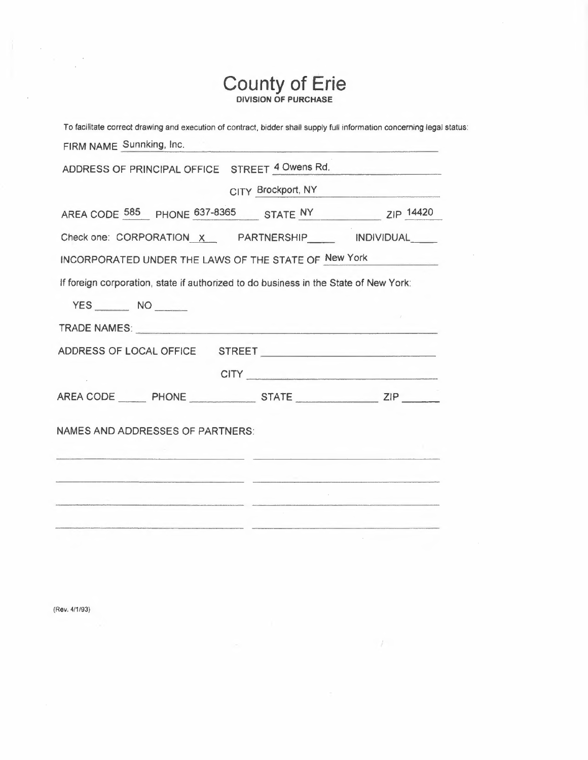# County of Erie

**DIVISION OF PURCHASE**

To facilitate correct drawing and execution of contract, bidder shall supply full information concerning legal status:

FIRM NAME Sunnking, Inc.

ADDRESS OF PRINCIPAL OFFICE STREET 4 Owens Rd.

CITY Brockport, NY

AREA CODE 585 PHONE 637-8365 STATE NY ZIP 14420

Check one: CORPORATION X PARTNERSHIP\_\_\_\_ INDIVIDUAL\_\_\_\_

INCORPORATED UNDER THE LAWS OF THE STATE OF New York

If foreign corporation, state if authorized to do business in the State of New York:

YES \_\_\_\_\_\_ NO \_\_\_\_\_\_

TRADE NAMES: \_\_\_\_\_\_\_\_\_\_\_\_\_\_\_\_\_\_\_\_\_\_\_\_\_\_\_\_\_\_\_\_\_\_\_\_\_\_\_\_

ADDRESS OF LOCAL OFFICE STREET \_\_\_\_\_\_\_\_\_\_\_\_\_\_\_\_\_\_\_\_\_\_\_\_\_\_

CITY \_\_\_\_\_\_\_\_\_\_\_\_\_\_\_\_\_\_\_\_\_\_\_\_\_\_

AREA CODE \_\_\_\_\_ PHONE \_\_\_\_\_\_\_\_\_\_ STATE \_\_\_\_\_\_\_\_\_\_\_\_ ZIP \_\_\_\_\_\_

NAMES AND ADDRESSES OF PARTNERS:

\_\_\_\_\_\_\_\_\_\_\_\_\_\_\_\_\_\_\_\_\_\_\_\_\_\_\_\_\_\_ \_\_\_\_\_\_\_\_\_\_\_\_\_\_\_\_\_\_\_\_\_\_\_\_\_\_\_\_\_\_

\_\_\_\_\_\_\_\_\_\_\_\_\_\_\_\_\_\_\_\_\_\_\_\_\_\_\_\_\_\_ \_\_\_\_\_\_\_\_\_\_\_\_\_\_\_\_\_\_\_\_\_\_\_\_\_\_\_\_\_\_

\_\_\_\_\_\_\_\_\_\_\_\_\_\_\_\_\_\_\_\_\_\_\_\_\_\_\_\_\_\_ \_\_\_\_\_\_\_\_\_\_\_\_\_\_\_\_\_\_\_\_\_\_\_\_\_\_\_\_\_\_

\_\_\_\_\_\_\_\_\_\_\_\_\_\_\_\_\_\_\_\_\_\_\_\_\_\_\_\_\_\_ \_\_\_\_\_\_\_\_\_\_\_\_\_\_\_\_\_\_\_\_\_\_\_\_\_\_\_\_\_\_

(Rev. 4/1/93)